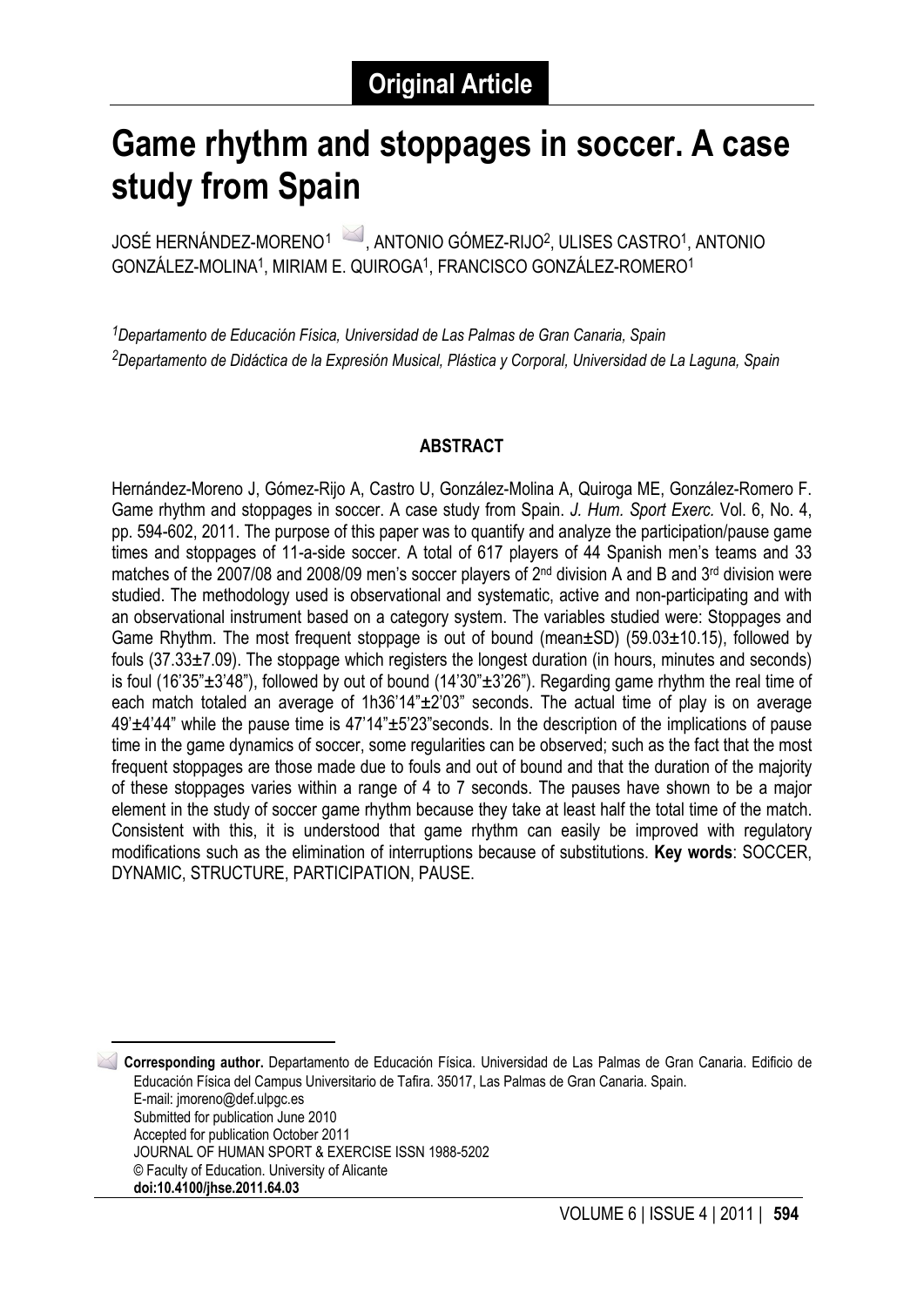**Original Article**

# Game rhythm and stoppages in soccer. A case study from Spain

JOSÉ HERNÁNDEZ-MORENO[1], ANTONIO GÓMEZ-RIJO[2], ULISES CASTRO[1], ANTONIO GONZÁLEZ-MOLINA[1], MIRIAM E. QUIROGA[1], FRANCISCO GONZÁLEZ-ROMERO[1]

*[1]Departamento de Educación Física, Universidad de Las Palmas de Gran Canaria, Spain*
*[2]Departamento de Didáctica de la Expresión Musical, Plástica y Corporal, Universidad de La Laguna, Spain*

## ABSTRACT

Hernández-Moreno J, Gómez-Rijo A, Castro U, González-Molina A, Quiroga ME, González-Romero F. Game rhythm and stoppages in soccer. A case study from Spain. *J. Hum. Sport Exerc.* Vol. 6, No. 4, pp. 594-602, 2011. The purpose of this paper was to quantify and analyze the participation/pause game times and stoppages of 11-a-side soccer. A total of 617 players of 44 Spanish men's teams and 33 matches of the 2007/08 and 2008/09 men's soccer players of 2nd division A and B and 3rd division were studied. The methodology used is observational and systematic, active and non-participating and with an observational instrument based on a category system. The variables studied were: Stoppages and Game Rhythm. The most frequent stoppage is out of bound (mean±SD) (59.03±10.15), followed by fouls (37.33±7.09). The stoppage which registers the longest duration (in hours, minutes and seconds) is foul (16'35"±3'48"), followed by out of bound (14'30"±3'26"). Regarding game rhythm the real time of each match totaled an average of 1h36'14"±2'03" seconds. The actual time of play is on average 49'±4'44" while the pause time is 47'14"±5'23"seconds. In the description of the implications of pause time in the game dynamics of soccer, some regularities can be observed; such as the fact that the most frequent stoppages are those made due to fouls and out of bound and that the duration of the majority of these stoppages varies within a range of 4 to 7 seconds. The pauses have shown to be a major element in the study of soccer game rhythm because they take at least half the total time of the match. Consistent with this, it is understood that game rhythm can easily be improved with regulatory modifications such as the elimination of interruptions because of substitutions. **Key words**: SOCCER, DYNAMIC, STRUCTURE, PARTICIPATION, PAUSE.

---

**Corresponding author.** Departamento de Educación Física. Universidad de Las Palmas de Gran Canaria. Edificio de Educación Física del Campus Universitario de Tafira. 35017, Las Palmas de Gran Canaria. Spain.
E-mail: jmoreno@def.ulpgc.es
Submitted for publication June 2010
Accepted for publication October 2011
JOURNAL OF HUMAN SPORT & EXERCISE ISSN 1988-5202
© Faculty of Education. University of Alicante
**doi:10.4100/jhse.2011.64.03**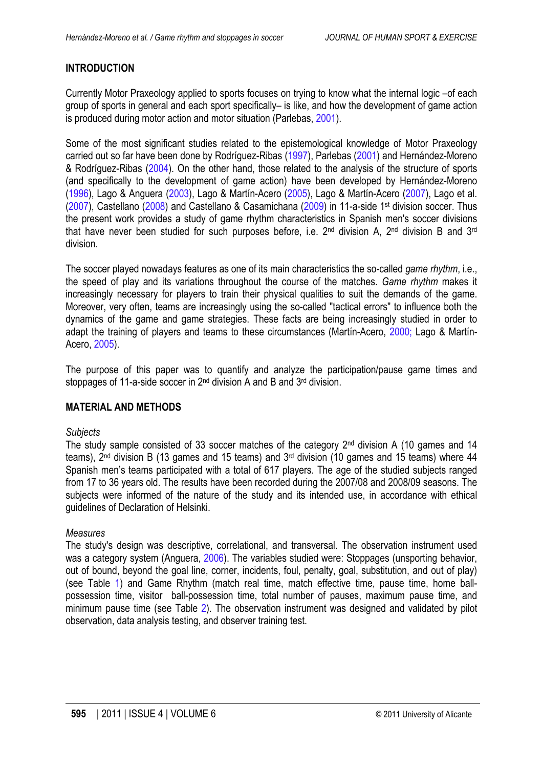## INTRODUCTION

Currently Motor Praxeology applied to sports focuses on trying to know what the internal logic –of each group of sports in general and each sport specifically– is like, and how the development of game action is produced during motor action and motor situation (Parlebas, 2001).

Some of the most significant studies related to the epistemological knowledge of Motor Praxeology carried out so far have been done by Rodríguez-Ribas (1997), Parlebas (2001) and Hernández-Moreno & Rodríguez-Ribas (2004). On the other hand, those related to the analysis of the structure of sports (and specifically to the development of game action) have been developed by Hernández-Moreno (1996), Lago & Anguera (2003), Lago & Martín-Acero (2005), Lago & Martín-Acero (2007), Lago et al. (2007), Castellano (2008) and Castellano & Casamichana (2009) in 11-a-side 1st division soccer. Thus the present work provides a study of game rhythm characteristics in Spanish men's soccer divisions that have never been studied for such purposes before, i.e. 2nd division A, 2nd division B and 3rd division.

The soccer played nowadays features as one of its main characteristics the so-called *game rhythm*, i.e., the speed of play and its variations throughout the course of the matches. *Game rhythm* makes it increasingly necessary for players to train their physical qualities to suit the demands of the game. Moreover, very often, teams are increasingly using the so-called "tactical errors" to influence both the dynamics of the game and game strategies. These facts are being increasingly studied in order to adapt the training of players and teams to these circumstances (Martín-Acero, 2000; Lago & Martín-Acero, 2005).

The purpose of this paper was to quantify and analyze the participation/pause game times and stoppages of 11-a-side soccer in 2nd division A and B and 3rd division.

## MATERIAL AND METHODS

### *Subjects*

The study sample consisted of 33 soccer matches of the category 2nd division A (10 games and 14 teams), 2nd division B (13 games and 15 teams) and 3rd division (10 games and 15 teams) where 44 Spanish men's teams participated with a total of 617 players. The age of the studied subjects ranged from 17 to 36 years old. The results have been recorded during the 2007/08 and 2008/09 seasons. The subjects were informed of the nature of the study and its intended use, in accordance with ethical guidelines of Declaration of Helsinki.

### *Measures*

The study's design was descriptive, correlational, and transversal. The observation instrument used was a category system (Anguera, 2006). The variables studied were: Stoppages (unsporting behavior, out of bound, beyond the goal line, corner, incidents, foul, penalty, goal, substitution, and out of play) (see Table 1) and Game Rhythm (match real time, match effective time, pause time, home ball-possession time, visitor ball-possession time, total number of pauses, maximum pause time, and minimum pause time (see Table 2). The observation instrument was designed and validated by pilot observation, data analysis testing, and observer training test.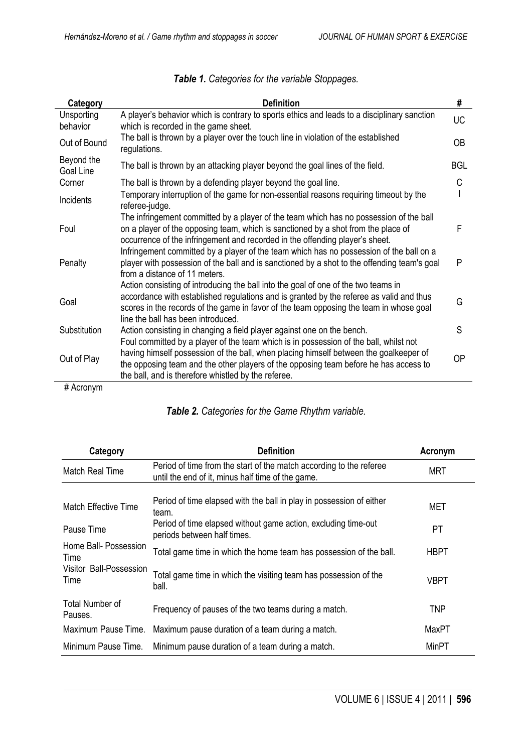*Table 1. Categories for the variable Stoppages.*

| Category | Definition | # |
|---|---|---|
| Unsporting behavior | A player's behavior which is contrary to sports ethics and leads to a disciplinary sanction which is recorded in the game sheet. | UC |
| Out of Bound | The ball is thrown by a player over the touch line in violation of the established regulations. | OB |
| Beyond the Goal Line | The ball is thrown by an attacking player beyond the goal lines of the field. | BGL |
| Corner | The ball is thrown by a defending player beyond the goal line. | C |
| Incidents | Temporary interruption of the game for non-essential reasons requiring timeout by the referee-judge. | I |
| Foul | The infringement committed by a player of the team which has no possession of the ball on a player of the opposing team, which is sanctioned by a shot from the place of occurrence of the infringement and recorded in the offending player's sheet. | F |
| Penalty | Infringement committed by a player of the team which has no possession of the ball on a player with possession of the ball and is sanctioned by a shot to the offending team's goal from a distance of 11 meters. | P |
| Goal | Action consisting of introducing the ball into the goal of one of the two teams in accordance with established regulations and is granted by the referee as valid and thus scores in the records of the game in favor of the team opposing the team in whose goal line the ball has been introduced. | G |
| Substitution | Action consisting in changing a field player against one on the bench. | S |
| Out of Play | Foul committed by a player of the team which is in possession of the ball, whilst not having himself possession of the ball, when placing himself between the goalkeeper of the opposing team and the other players of the opposing team before he has access to the ball, and is therefore whistled by the referee. | OP |

\# Acronym

*Table 2. Categories for the Game Rhythm variable.*

| Category | Definition | Acronym |
|---|---|---|
| Match Real Time | Period of time from the start of the match according to the referee until the end of it, minus half time of the game. | MRT |
| Match Effective Time | Period of time elapsed with the ball in play in possession of either team. | MET |
| Pause Time | Period of time elapsed without game action, excluding time-out periods between half times. | PT |
| Home Ball- Possession Time | Total game time in which the home team has possession of the ball. | HBPT |
| Visitor Ball-Possession Time | Total game time in which the visiting team has possession of the ball. | VBPT |
| Total Number of Pauses. | Frequency of pauses of the two teams during a match. | TNP |
| Maximum Pause Time. | Maximum pause duration of a team during a match. | MaxPT |
| Minimum Pause Time. | Minimum pause duration of a team during a match. | MinPT |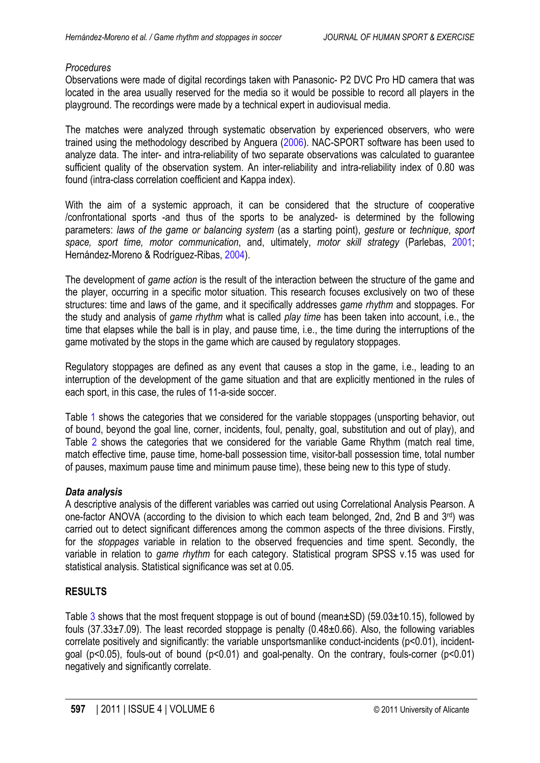*Procedures*

Observations were made of digital recordings taken with Panasonic- P2 DVC Pro HD camera that was located in the area usually reserved for the media so it would be possible to record all players in the playground. The recordings were made by a technical expert in audiovisual media.

The matches were analyzed through systematic observation by experienced observers, who were trained using the methodology described by Anguera (2006). NAC-SPORT software has been used to analyze data. The inter- and intra-reliability of two separate observations was calculated to guarantee sufficient quality of the observation system. An inter-reliability and intra-reliability index of 0.80 was found (intra-class correlation coefficient and Kappa index).

With the aim of a systemic approach, it can be considered that the structure of cooperative /confrontational sports -and thus of the sports to be analyzed- is determined by the following parameters: *laws of the game or balancing system* (as a starting point), *gesture* or *technique*, *sport space, sport time, motor communication*, and, ultimately, *motor skill strategy* (Parlebas, 2001; Hernández-Moreno & Rodríguez-Ribas, 2004).

The development of *game action* is the result of the interaction between the structure of the game and the player, occurring in a specific motor situation. This research focuses exclusively on two of these structures: time and laws of the game, and it specifically addresses *game rhythm* and stoppages. For the study and analysis of *game rhythm* what is called *play time* has been taken into account, i.e., the time that elapses while the ball is in play, and pause time, i.e., the time during the interruptions of the game motivated by the stops in the game which are caused by regulatory stoppages.

Regulatory stoppages are defined as any event that causes a stop in the game, i.e., leading to an interruption of the development of the game situation and that are explicitly mentioned in the rules of each sport, in this case, the rules of 11-a-side soccer.

Table 1 shows the categories that we considered for the variable stoppages (unsporting behavior, out of bound, beyond the goal line, corner, incidents, foul, penalty, goal, substitution and out of play), and Table 2 shows the categories that we considered for the variable Game Rhythm (match real time, match effective time, pause time, home-ball possession time, visitor-ball possession time, total number of pauses, maximum pause time and minimum pause time), these being new to this type of study.

***Data analysis***

A descriptive analysis of the different variables was carried out using Correlational Analysis Pearson. A one-factor ANOVA (according to the division to which each team belonged, 2nd, 2nd B and 3rd) was carried out to detect significant differences among the common aspects of the three divisions. Firstly, for the *stoppages* variable in relation to the observed frequencies and time spent. Secondly, the variable in relation to *game rhythm* for each category. Statistical program SPSS v.15 was used for statistical analysis. Statistical significance was set at 0.05.

## RESULTS

Table 3 shows that the most frequent stoppage is out of bound (mean±SD) (59.03±10.15), followed by fouls (37.33±7.09). The least recorded stoppage is penalty (0.48±0.66). Also, the following variables correlate positively and significantly: the variable unsportsmanlike conduct-incidents ($p<0.01$), incident-goal ($p<0.05$), fouls-out of bound ($p<0.01$) and goal-penalty. On the contrary, fouls-corner ($p<0.01$) negatively and significantly correlate.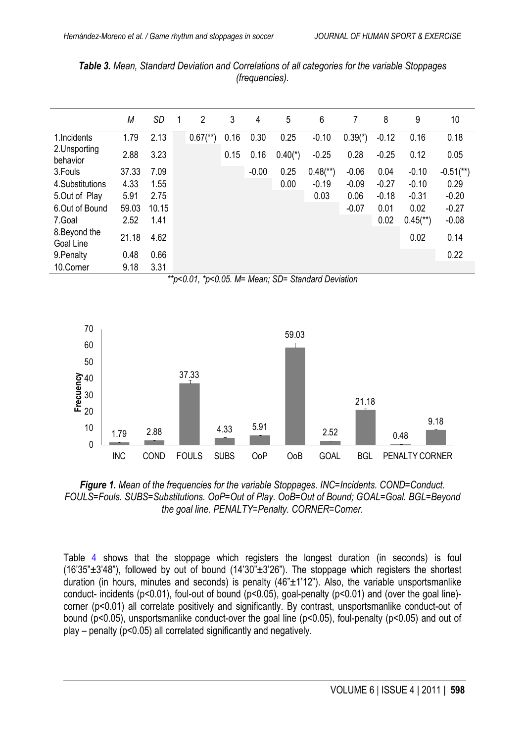***Table 3.*** *Mean, Standard Deviation and Correlations of all categories for the variable Stoppages (frequencies).*

| | *M* | *SD* | 1 | 2 | 3 | 4 | 5 | 6 | 7 | 8 | 9 | 10 |
|---|---|---|---|---|---|---|---|---|---|---|---|---|
| 1.Incidents | 1.79 | 2.13 | | 0.67(**) | 0.16 | 0.30 | 0.25 | -0.10 | 0.39(*) | -0.12 | 0.16 | 0.18 |
| 2.Unsporting behavior | 2.88 | 3.23 | | | 0.15 | 0.16 | 0.40(*) | -0.25 | 0.28 | -0.25 | 0.12 | 0.05 |
| 3.Fouls | 37.33 | 7.09 | | | | -0.00 | 0.25 | 0.48(**) | -0.06 | 0.04 | -0.10 | -0.51(**) |
| 4.Substitutions | 4.33 | 1.55 | | | | | 0.00 | -0.19 | -0.09 | -0.27 | -0.10 | 0.29 |
| 5.Out of Play | 5.91 | 2.75 | | | | | | 0.03 | 0.06 | -0.18 | -0.31 | -0.20 |
| 6.Out of Bound | 59.03 | 10.15 | | | | | | | -0.07 | 0.01 | 0.02 | -0.27 |
| 7.Goal | 2.52 | 1.41 | | | | | | | | 0.02 | 0.45(**) | -0.08 |
| 8.Beyond the Goal Line | 21.18 | 4.62 | | | | | | | | | 0.02 | 0.14 |
| 9.Penalty | 0.48 | 0.66 | | | | | | | | | | 0.22 |
| 10.Corner | 9.18 | 3.31 | | | | | | | | | | |

*\*\*p<0.01, \*p<0.05. M= Mean; SD= Standard Deviation*

***Figure 1.*** *Mean of the frequencies for the variable Stoppages. INC=Incidents. COND=Conduct. FOULS=Fouls. SUBS=Substitutions. OoP=Out of Play. OoB=Out of Bound; GOAL=Goal. BGL=Beyond the goal line. PENALTY=Penalty. CORNER=Corner.*

Table 4 shows that the stoppage which registers the longest duration (in seconds) is foul (16'35"±3'48"), followed by out of bound (14'30"±3'26"). The stoppage which registers the shortest duration (in hours, minutes and seconds) is penalty (46"±1'12"). Also, the variable unsportsmanlike conduct- incidents (p<0.01), foul-out of bound (p<0.05), goal-penalty (p<0.01) and (over the goal line)-corner (p<0.01) all correlate positively and significantly. By contrast, unsportsmanlike conduct-out of bound (p<0.05), unsportsmanlike conduct-over the goal line (p<0.05), foul-penalty (p<0.05) and out of play – penalty (p<0.05) all correlated significantly and negatively.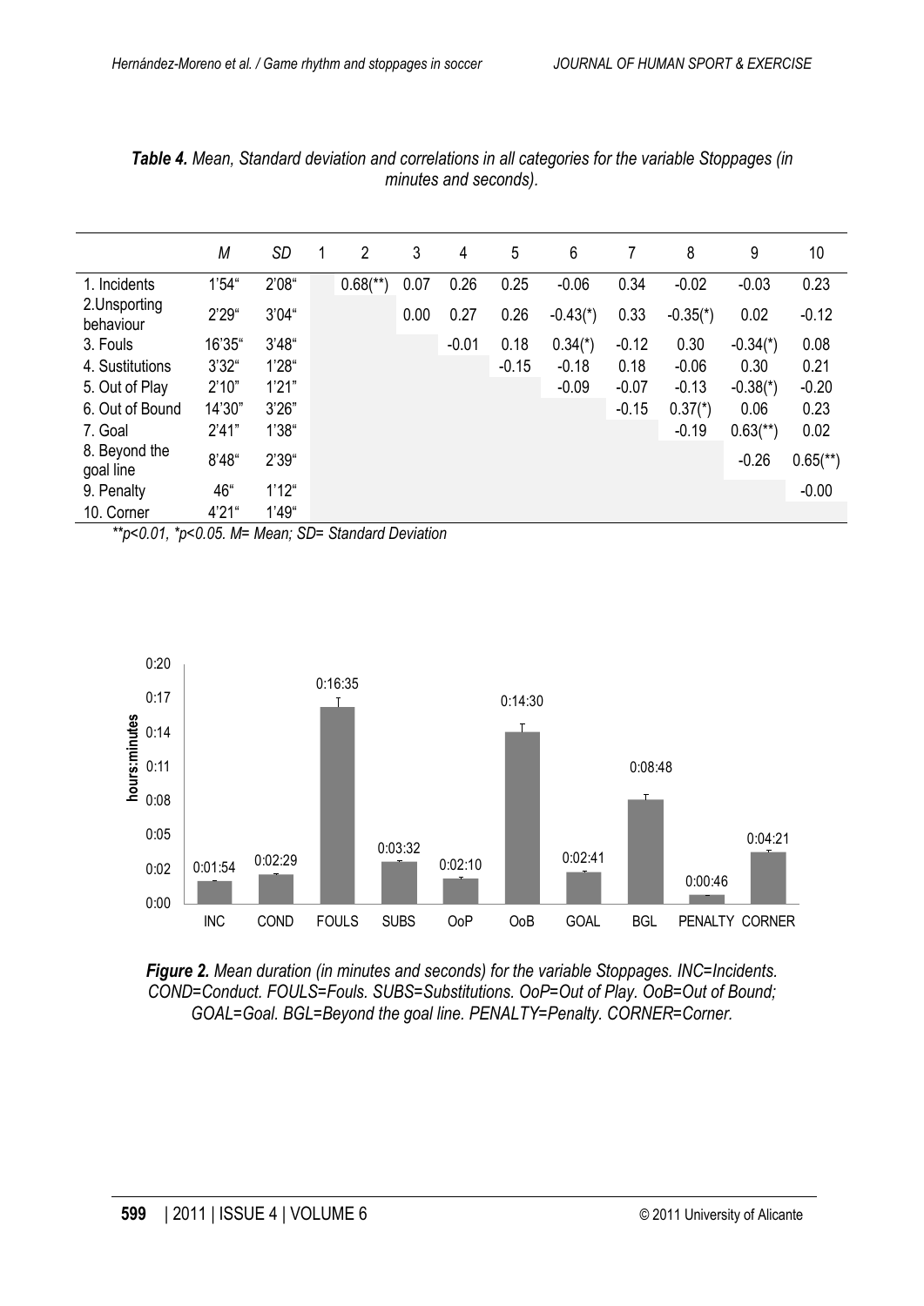*Table 4. Mean, Standard deviation and correlations in all categories for the variable Stoppages (in minutes and seconds).*

| | *M* | *SD* | 1 | 2 | 3 | 4 | 5 | 6 | 7 | 8 | 9 | 10 |
|---|---|---|---|---|---|---|---|---|---|---|---|---|
| 1. Incidents | 1'54" | 2'08" | | 0.68(**) | 0.07 | 0.26 | 0.25 | -0.06 | 0.34 | -0.02 | -0.03 | 0.23 |
| 2.Unsporting behaviour | 2'29" | 3'04" | | | 0.00 | 0.27 | 0.26 | -0.43(*) | 0.33 | -0.35(*) | 0.02 | -0.12 |
| 3. Fouls | 16'35" | 3'48" | | | | -0.01 | 0.18 | 0.34(*) | -0.12 | 0.30 | -0.34(*) | 0.08 |
| 4. Sustitutions | 3'32" | 1'28" | | | | | -0.15 | -0.18 | 0.18 | -0.06 | 0.30 | 0.21 |
| 5. Out of Play | 2'10" | 1'21" | | | | | | -0.09 | -0.07 | -0.13 | -0.38(*) | -0.20 |
| 6. Out of Bound | 14'30" | 3'26" | | | | | | | -0.15 | 0.37(*) | 0.06 | 0.23 |
| 7. Goal | 2'41" | 1'38" | | | | | | | | -0.19 | 0.63(**) | 0.02 |
| 8. Beyond the goal line | 8'48" | 2'39" | | | | | | | | | -0.26 | 0.65(**) |
| 9. Penalty | 46" | 1'12" | | | | | | | | | | -0.00 |
| 10. Corner | 4'21" | 1'49" | | | | | | | | | | |

*\*\*p<0.01, \*p<0.05. M= Mean; SD= Standard Deviation*

*Figure 2. Mean duration (in minutes and seconds) for the variable Stoppages. INC=Incidents. COND=Conduct. FOULS=Fouls. SUBS=Substitutions. OoP=Out of Play. OoB=Out of Bound; GOAL=Goal. BGL=Beyond the goal line. PENALTY=Penalty. CORNER=Corner.*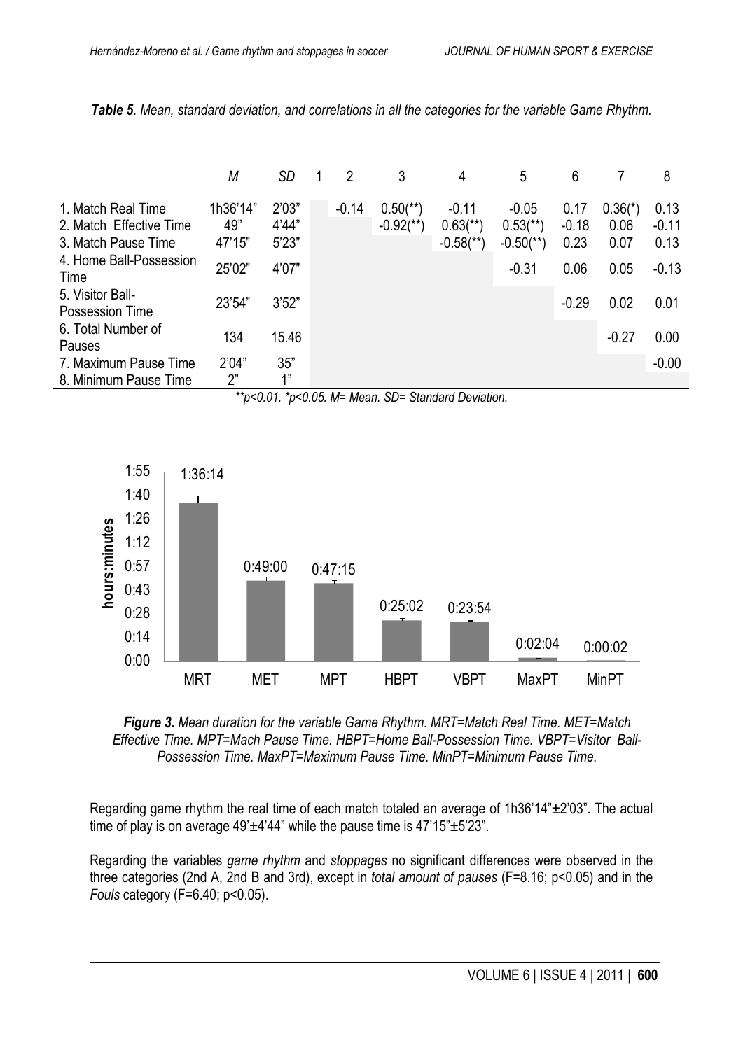*Table 5. Mean, standard deviation, and correlations in all the categories for the variable Game Rhythm.*

| | M | SD | 1 | 2 | 3 | 4 | 5 | 6 | 7 | 8 |
|---|---|---|---|---|---|---|---|---|---|---|
| 1. Match Real Time | 1h36'14" | 2'03" | | -0.14 | 0.50(**) | -0.11 | -0.05 | 0.17 | 0.36(*) | 0.13 |
| 2. Match Effective Time | 49" | 4'44" | | | -0.92(**) | 0.63(**) | 0.53(**) | -0.18 | 0.06 | -0.11 |
| 3. Match Pause Time | 47'15" | 5'23" | | | | -0.58(**) | -0.50(**) | 0.23 | 0.07 | 0.13 |
| 4. Home Ball-Possession Time | 25'02" | 4'07" | | | | | -0.31 | 0.06 | 0.05 | -0.13 |
| 5. Visitor Ball-Possession Time | 23'54" | 3'52" | | | | | | -0.29 | 0.02 | 0.01 |
| 6. Total Number of Pauses | 134 | 15.46 | | | | | | | -0.27 | 0.00 |
| 7. Maximum Pause Time | 2'04" | 35" | | | | | | | | -0.00 |
| 8. Minimum Pause Time | 2" | 1" | | | | | | | | |

*\*\*p<0.01. \*p<0.05. M= Mean. SD= Standard Deviation.*

***Figure 3.** Mean duration for the variable Game Rhythm. MRT=Match Real Time. MET=Match Effective Time. MPT=Mach Pause Time. HBPT=Home Ball-Possession Time. VBPT=Visitor Ball-Possession Time. MaxPT=Maximum Pause Time. MinPT=Minimum Pause Time.*

Regarding game rhythm the real time of each match totaled an average of 1h36'14"±2'03". The actual time of play is on average 49'±4'44" while the pause time is 47'15"±5'23".

Regarding the variables *game rhythm* and *stoppages* no significant differences were observed in the three categories (2nd A, 2nd B and 3rd), except in *total amount of pauses* ($F=8.16$; $p<0.05$) and in the *Fouls* category ($F=6.40$; $p<0.05$).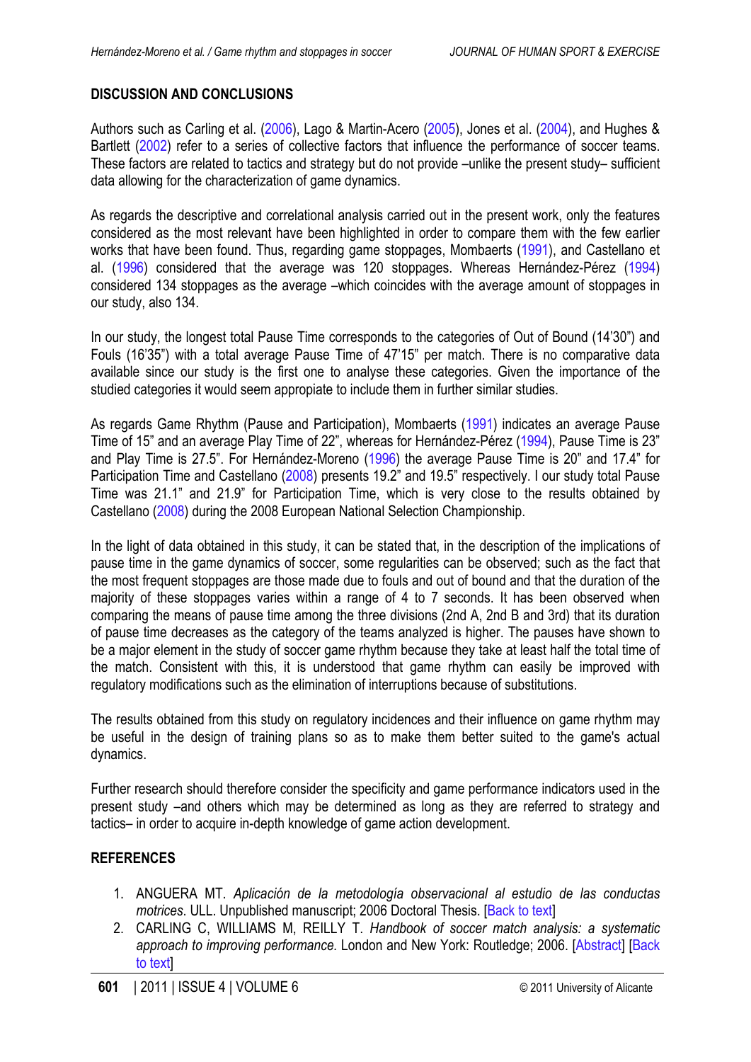## DISCUSSION AND CONCLUSIONS

Authors such as Carling et al. (2006), Lago & Martin-Acero (2005), Jones et al. (2004), and Hughes & Bartlett (2002) refer to a series of collective factors that influence the performance of soccer teams. These factors are related to tactics and strategy but do not provide –unlike the present study– sufficient data allowing for the characterization of game dynamics.

As regards the descriptive and correlational analysis carried out in the present work, only the features considered as the most relevant have been highlighted in order to compare them with the few earlier works that have been found. Thus, regarding game stoppages, Mombaerts (1991), and Castellano et al. (1996) considered that the average was 120 stoppages. Whereas Hernández-Pérez (1994) considered 134 stoppages as the average –which coincides with the average amount of stoppages in our study, also 134.

In our study, the longest total Pause Time corresponds to the categories of Out of Bound (14'30") and Fouls (16'35") with a total average Pause Time of 47'15" per match. There is no comparative data available since our study is the first one to analyse these categories. Given the importance of the studied categories it would seem appropiate to include them in further similar studies.

As regards Game Rhythm (Pause and Participation), Mombaerts (1991) indicates an average Pause Time of 15" and an average Play Time of 22", whereas for Hernández-Pérez (1994), Pause Time is 23" and Play Time is 27.5". For Hernández-Moreno (1996) the average Pause Time is 20" and 17.4" for Participation Time and Castellano (2008) presents 19.2" and 19.5" respectively. I our study total Pause Time was 21.1" and 21.9" for Participation Time, which is very close to the results obtained by Castellano (2008) during the 2008 European National Selection Championship.

In the light of data obtained in this study, it can be stated that, in the description of the implications of pause time in the game dynamics of soccer, some regularities can be observed; such as the fact that the most frequent stoppages are those made due to fouls and out of bound and that the duration of the majority of these stoppages varies within a range of 4 to 7 seconds. It has been observed when comparing the means of pause time among the three divisions (2nd A, 2nd B and 3rd) that its duration of pause time decreases as the category of the teams analyzed is higher. The pauses have shown to be a major element in the study of soccer game rhythm because they take at least half the total time of the match. Consistent with this, it is understood that game rhythm can easily be improved with regulatory modifications such as the elimination of interruptions because of substitutions.

The results obtained from this study on regulatory incidences and their influence on game rhythm may be useful in the design of training plans so as to make them better suited to the game's actual dynamics.

Further research should therefore consider the specificity and game performance indicators used in the present study –and others which may be determined as long as they are referred to strategy and tactics– in order to acquire in-depth knowledge of game action development.

## REFERENCES

1. ANGUERA MT. *Aplicación de la metodología observacional al estudio de las conductas motrices*. ULL. Unpublished manuscript; 2006 Doctoral Thesis. [Back to text]
2. CARLING C, WILLIAMS M, REILLY T. *Handbook of soccer match analysis: a systematic approach to improving performance.* London and New York: Routledge; 2006. [Abstract] [Back to text]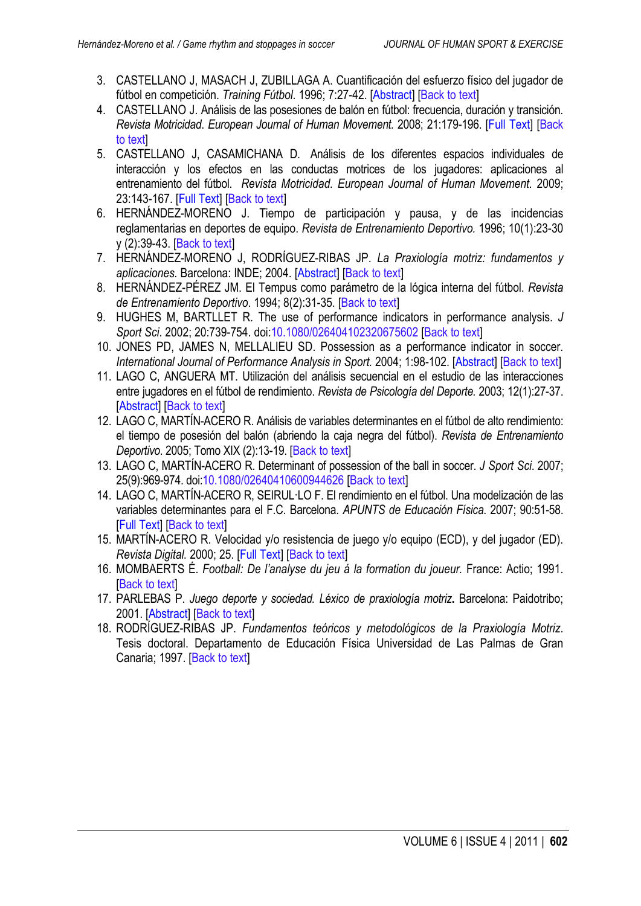3. CASTELLANO J, MASACH J, ZUBILLAGA A. Cuantificación del esfuerzo físico del jugador de fútbol en competición. *Training Fútbol*. 1996; 7:27-42. [Abstract] [Back to text]
4. CASTELLANO J. Análisis de las posesiones de balón en fútbol: frecuencia, duración y transición. *Revista Motricidad. European Journal of Human Movement.* 2008; 21:179-196. [Full Text] [Back to text]
5. CASTELLANO J, CASAMICHANA D. Análisis de los diferentes espacios individuales de interacción y los efectos en las conductas motrices de los jugadores: aplicaciones al entrenamiento del fútbol. *Revista Motricidad. European Journal of Human Movement.* 2009; 23:143-167. [Full Text] [Back to text]
6. HERNÁNDEZ-MORENO J. Tiempo de participación y pausa, y de las incidencias reglamentarias en deportes de equipo. *Revista de Entrenamiento Deportivo.* 1996; 10(1):23-30 y (2):39-43. [Back to text]
7. HERNÁNDEZ-MORENO J, RODRÍGUEZ-RIBAS JP. *La Praxiología motriz: fundamentos y aplicaciones*. Barcelona: INDE; 2004. [Abstract] [Back to text]
8. HERNÁNDEZ-PÉREZ JM. El Tempus como parámetro de la lógica interna del fútbol. *Revista de Entrenamiento Deportivo*. 1994; 8(2):31-35. [Back to text]
9. HUGHES M, BARTLLET R. The use of performance indicators in performance analysis. *J Sport Sci*. 2002; 20:739-754. doi:10.1080/026404102320675602 [Back to text]
10. JONES PD, JAMES N, MELLALIEU SD. Possession as a performance indicator in soccer. *International Journal of Performance Analysis in Sport.* 2004; 1:98-102. [Abstract] [Back to text]
11. LAGO C, ANGUERA MT. Utilización del análisis secuencial en el estudio de las interacciones entre jugadores en el fútbol de rendimiento. *Revista de Psicología del Deporte.* 2003; 12(1):27-37. [Abstract] [Back to text]
12. LAGO C, MARTÍN-ACERO R. Análisis de variables determinantes en el fútbol de alto rendimiento: el tiempo de posesión del balón (abriendo la caja negra del fútbol). *Revista de Entrenamiento Deportivo*. 2005; Tomo XIX (2):13-19. [Back to text]
13. LAGO C, MARTÍN-ACERO R. Determinant of possession of the ball in soccer. *J Sport Sci*. 2007; 25(9):969-974. doi:10.1080/02640410600944626 [Back to text]
14. LAGO C, MARTÍN-ACERO R, SEIRUL·LO F. El rendimiento en el fútbol. Una modelización de las variables determinantes para el F.C. Barcelona. *APUNTS de Educación Física*. 2007; 90:51-58. [Full Text] [Back to text]
15. MARTÍN-ACERO R. Velocidad y/o resistencia de juego y/o equipo (ECD), y del jugador (ED). *Revista Digital.* 2000; 25. [Full Text] [Back to text]
16. MOMBAERTS É. *Football: De l'analyse du jeu á la formation du joueur.* France: Actio; 1991. [Back to text]
17. PARLEBAS P. *Juego deporte y sociedad. Léxico de praxiología motriz***.** Barcelona: Paidotribo; 2001. [Abstract] [Back to text]
18. RODRÍGUEZ-RIBAS JP. *Fundamentos teóricos y metodológicos de la Praxiología Motriz*. Tesis doctoral. Departamento de Educación Física Universidad de Las Palmas de Gran Canaria; 1997. [Back to text]